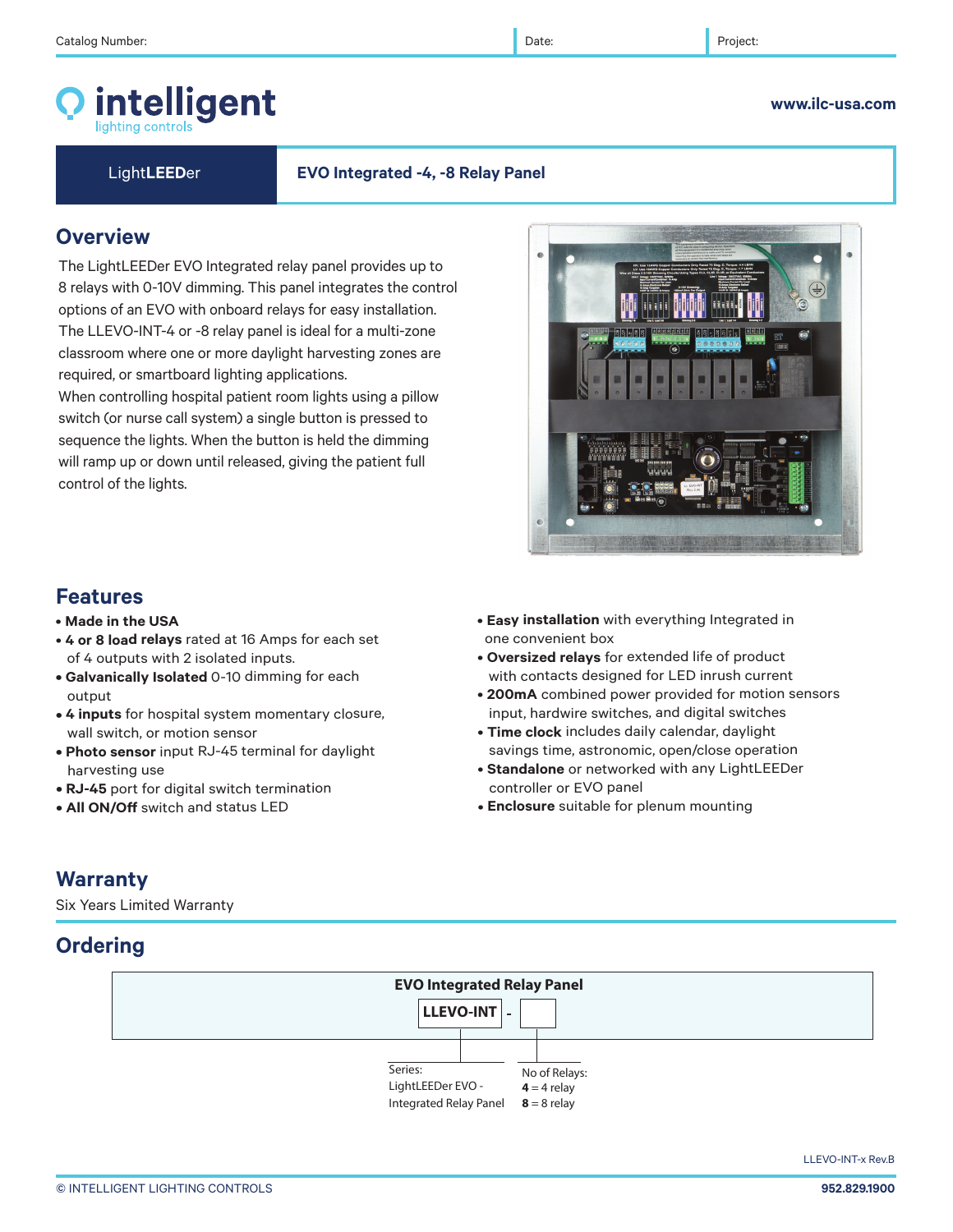Catalog Number: | Date: | Project:

**intelligent** lighting controls

www.ilc-usa.com

**LightLEEDer** | **EVO Integrated -4, -8 Relay Panel**

## Overview

The LightLEEDer EVO Integrated relay panel provides up to 8 relays with 0-10V dimming. This panel integrates the control options of an EVO with onboard relays for easy installation. The LLEVO-INT-4 or -8 relay panel is ideal for a multi-zone classroom where one or more daylight harvesting zones are required, or smartboard lighting applications.
When controlling hospital patient room lights using a pillow switch (or nurse call system) a single button is pressed to sequence the lights. When the button is held the dimming will ramp up or down until released, giving the patient full control of the lights.

## Features

- **Made in the USA**
- **4 or 8 load relays** rated at 16 Amps for each set of 4 outputs with 2 isolated inputs.
- **Galvanically Isolated** 0-10 dimming for each output
- **4 inputs** for hospital system momentary closure, wall switch, or motion sensor
- **Photo sensor** input RJ-45 terminal for daylight harvesting use
- **RJ-45** port for digital switch termination
- **All ON/Off** switch and status LED
- **Easy installation** with everything Integrated in one convenient box
- **Oversized relays** for extended life of product with contacts designed for LED inrush current
- **200mA** combined power provided for motion sensors input, hardwire switches, and digital switches
- **Time clock** includes daily calendar, daylight savings time, astronomic, open/close operation
- **Standalone** or networked with any LightLEEDer controller or EVO panel
- **Enclosure** suitable for plenum mounting

## Warranty

Six Years Limited Warranty

## Ordering

**EVO Integrated Relay Panel**

**LLEVO-INT** - [ ]

| Series: | No of Relays: |
|---|---|
| LightLEEDer EVO - Integrated Relay Panel | **4** = 4 relay<br>**8** = 8 relay |

LLEVO-INT-x Rev.B

© INTELLIGENT LIGHTING CONTROLS

952.829.1900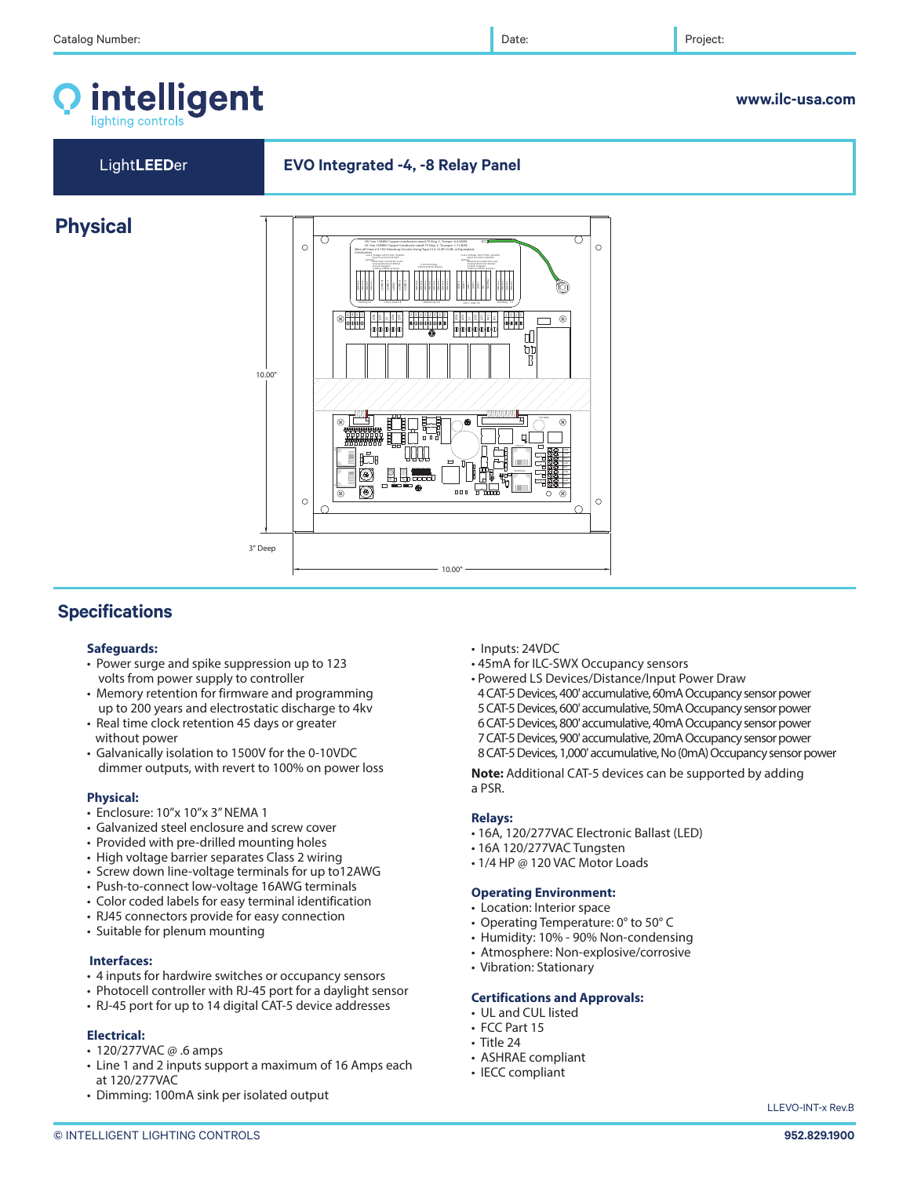Catalog Number: | Date: | Project:

**intelligent** lighting controls

www.ilc-usa.com

LightLEEDer

## EVO Integrated -4, -8 Relay Panel

## Physical

10.00"

3" Deep

10.00"

## Specifications

### Safeguards:

- Power surge and spike suppression up to 123 volts from power supply to controller
- Memory retention for firmware and programming up to 200 years and electrostatic discharge to 4kv
- Real time clock retention 45 days or greater without power
- Galvanically isolation to 1500V for the 0-10VDC dimmer outputs, with revert to 100% on power loss

### Physical:

- Enclosure: 10"x 10"x 3" NEMA 1
- Galvanized steel enclosure and screw cover
- Provided with pre-drilled mounting holes
- High voltage barrier separates Class 2 wiring
- Screw down line-voltage terminals for up to12AWG
- Push-to-connect low-voltage 16AWG terminals
- Color coded labels for easy terminal identification
- RJ45 connectors provide for easy connection
- Suitable for plenum mounting

### Interfaces:

- 4 inputs for hardwire switches or occupancy sensors
- Photocell controller with RJ-45 port for a daylight sensor
- RJ-45 port for up to 14 digital CAT-5 device addresses

### Electrical:

- 120/277VAC @ .6 amps
- Line 1 and 2 inputs support a maximum of 16 Amps each at 120/277VAC
- Dimming: 100mA sink per isolated output
- Inputs: 24VDC
- 45mA for ILC-SWX Occupancy sensors
- Powered LS Devices/Distance/Input Power Draw
  - 4 CAT-5 Devices, 400' accumulative, 60mA Occupancy sensor power
  - 5 CAT-5 Devices, 600' accumulative, 50mA Occupancy sensor power
  - 6 CAT-5 Devices, 800' accumulative, 40mA Occupancy sensor power
  - 7 CAT-5 Devices, 900' accumulative, 20mA Occupancy sensor power
  - 8 CAT-5 Devices, 1,000' accumulative, No (0mA) Occupancy sensor power

**Note:** Additional CAT-5 devices can be supported by adding a PSR.

### Relays:

- 16A, 120/277VAC Electronic Ballast (LED)
- 16A 120/277VAC Tungsten
- 1/4 HP @ 120 VAC Motor Loads

### Operating Environment:

- Location: Interior space
- Operating Temperature: 0° to 50° C
- Humidity: 10% - 90% Non-condensing
- Atmosphere: Non-explosive/corrosive
- Vibration: Stationary

### Certifications and Approvals:

- UL and CUL listed
- FCC Part 15
- Title 24
- ASHRAE compliant
- IECC compliant

LLEVO-INT-x Rev.B

© INTELLIGENT LIGHTING CONTROLS

952.829.1900